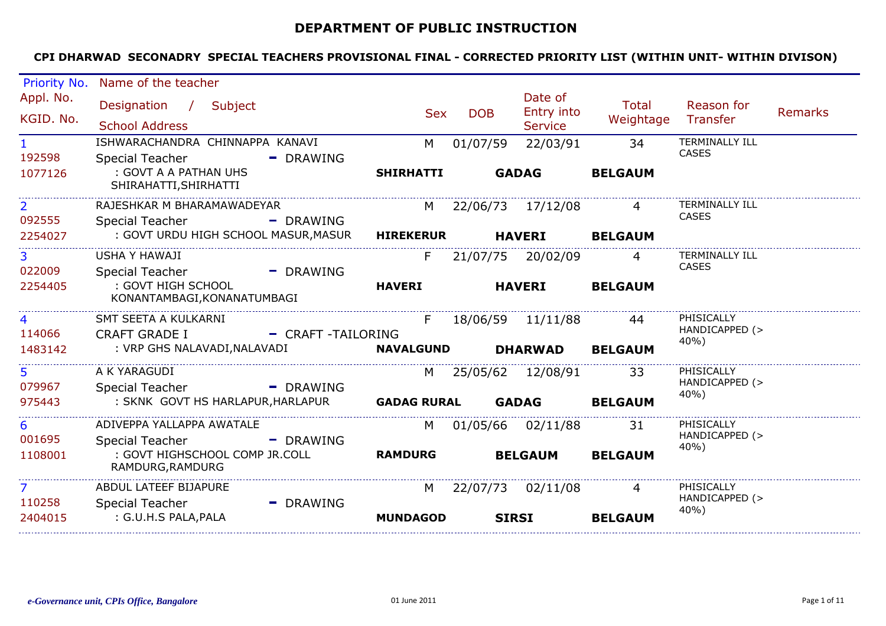# DEPARTMENT OF PUBLIC INSTRUCTION

## CPI DHARWAD SECONADRY SPECIAL TEACHERS PROVISIONAL FINAL - CORRECTED PRIORITY LIST (WITHIN UNIT- WITHIN DIVISON)

| Priority No. / Appl. No. / KGID. No. | Name of the teacher / Designation / Subject / School Address | Sex | DOB | Date of Entry into Service | Total Weightage | Reason for Transfer | Remarks |
|---|---|---|---|---|---|---|---|
| 1 / 192598 / 1077126 | ISHWARACHANDRA CHINNAPPA KANAVI / Special Teacher - DRAWING / : GOVT A A PATHAN UHS SHIRAHATTI,SHIRHATTI / **SHIRHATTI** **GADAG** **BELGAUM** | M | 01/07/59 | 22/03/91 | 34 | TERMINALLY ILL CASES | |
| 2 / 092555 / 2254027 | RAJESHKAR M BHARAMAWADEYAR / Special Teacher - DRAWING / : GOVT URDU HIGH SCHOOL MASUR,MASUR / **HIREKERUR** **HAVERI** **BELGAUM** | M | 22/06/73 | 17/12/08 | 4 | TERMINALLY ILL CASES | |
| 3 / 022009 / 2254405 | USHA Y HAWAJI / Special Teacher - DRAWING / : GOVT HIGH SCHOOL KONANTAMBAGI,KONANATUMBAGI / **HAVERI** **HAVERI** **BELGAUM** | F | 21/07/75 | 20/02/09 | 4 | TERMINALLY ILL CASES | |
| 4 / 114066 / 1483142 | SMT SEETA A KULKARNI / CRAFT GRADE I - CRAFT -TAILORING / : VRP GHS NALAVADI,NALAVADI / **NAVALGUND** **DHARWAD** **BELGAUM** | F | 18/06/59 | 11/11/88 | 44 | PHISICALLY HANDICAPPED (> 40%) | |
| 5 / 079967 / 975443 | A K YARAGUDI / Special Teacher - DRAWING / : SKNK GOVT HS HARLAPUR,HARLAPUR / **GADAG RURAL** **GADAG** **BELGAUM** | M | 25/05/62 | 12/08/91 | 33 | PHISICALLY HANDICAPPED (> 40%) | |
| 6 / 001695 / 1108001 | ADIVEPPA YALLAPPA AWATALE / Special Teacher - DRAWING / : GOVT HIGHSCHOOL COMP JR.COLL RAMDURG,RAMDURG / **RAMDURG** **BELGAUM** **BELGAUM** | M | 01/05/66 | 02/11/88 | 31 | PHISICALLY HANDICAPPED (> 40%) | |
| 7 / 110258 / 2404015 | ABDUL LATEEF BIJAPURE / Special Teacher - DRAWING / : G.U.H.S PALA,PALA / **MUNDAGOD** **SIRSI** **BELGAUM** | M | 22/07/73 | 02/11/08 | 4 | PHISICALLY HANDICAPPED (> 40%) | |

*e-Governance unit, CPIs Office, Bangalore* 01 June 2011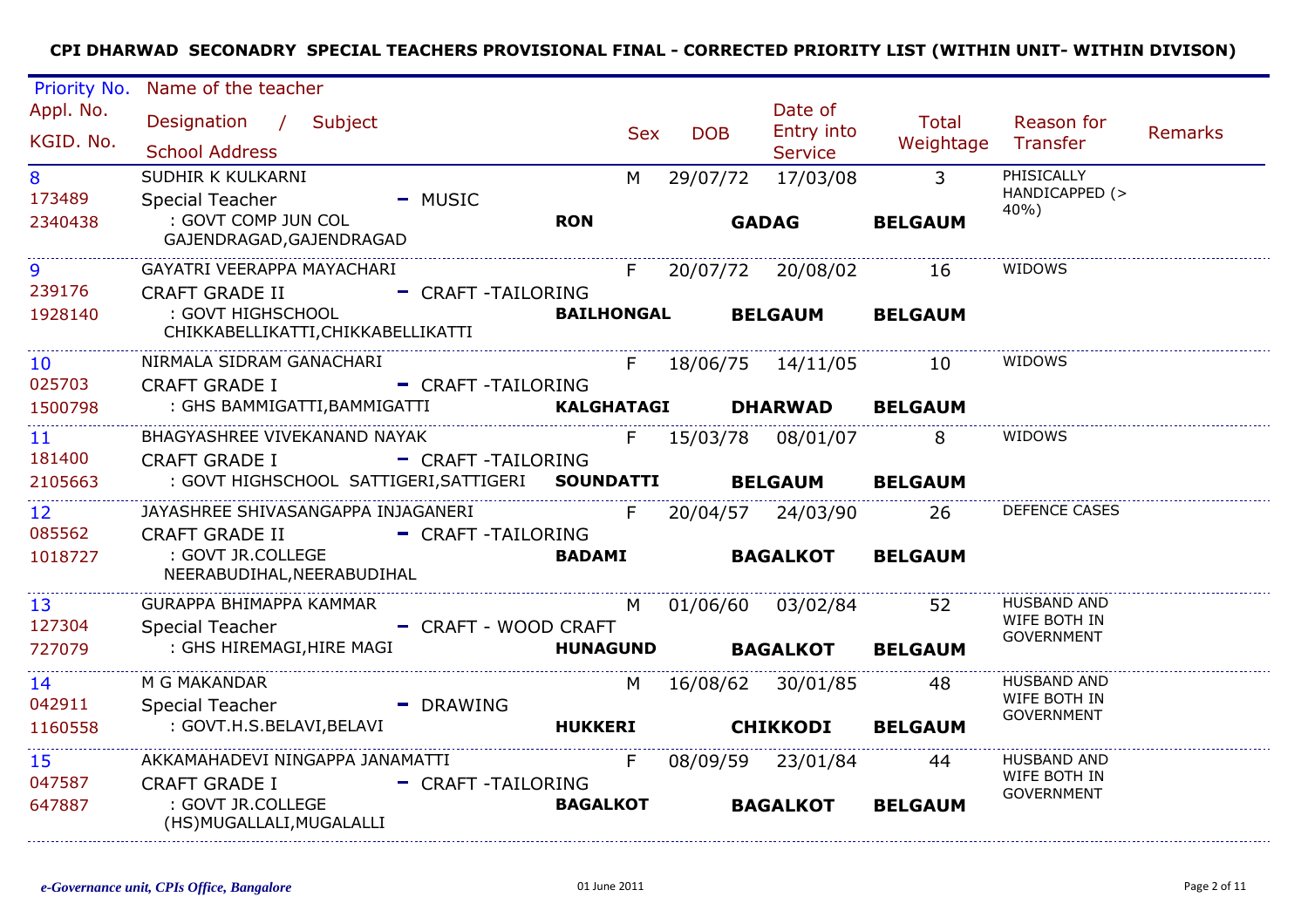**CPI DHARWAD SECONADRY SPECIAL TEACHERS PROVISIONAL FINAL - CORRECTED PRIORITY LIST (WITHIN UNIT- WITHIN DIVISON)**

| Priority No. / Appl. No. / KGID. No. | Name of the teacher / Designation / Subject / School Address | | Sex | DOB | Date of Entry into Service | Total Weightage | Reason for Transfer | Remarks |
|---|---|---|---|---|---|---|---|---|
| 8 / 173489 / 2340438 | SUDHIR K KULKARNI / Special Teacher - MUSIC / : GOVT COMP JUN COL GAJENDRAGAD,GAJENDRAGAD | RON | M | 29/07/72 | 17/03/08 GADAG | 3 BELGAUM | PHISICALLY HANDICAPPED (> 40%) | |
| 9 / 239176 / 1928140 | GAYATRI VEERAPPA MAYACHARI / CRAFT GRADE II - CRAFT -TAILORING / : GOVT HIGHSCHOOL CHIKKABELLIKATTI,CHIKKABELLIKATTI | BAILHONGAL | F | 20/07/72 | 20/08/02 BELGAUM | 16 BELGAUM | WIDOWS | |
| 10 / 025703 / 1500798 | NIRMALA SIDRAM GANACHARI / CRAFT GRADE I - CRAFT -TAILORING / : GHS BAMMIGATTI,BAMMIGATTI | KALGHATAGI | F | 18/06/75 | 14/11/05 DHARWAD | 10 BELGAUM | WIDOWS | |
| 11 / 181400 / 2105663 | BHAGYASHREE VIVEKANAND NAYAK / CRAFT GRADE I - CRAFT -TAILORING / : GOVT HIGHSCHOOL SATTIGERI,SATTIGERI | SOUNDATTI | F | 15/03/78 | 08/01/07 BELGAUM | 8 BELGAUM | WIDOWS | |
| 12 / 085562 / 1018727 | JAYASHREE SHIVASANGAPPA INJAGANERI / CRAFT GRADE II - CRAFT -TAILORING / : GOVT JR.COLLEGE NEERABUDIHAL,NEERABUDIHAL | BADAMI | F | 20/04/57 | 24/03/90 BAGALKOT | 26 BELGAUM | DEFENCE CASES | |
| 13 / 127304 / 727079 | GURAPPA BHIMAPPA KAMMAR / Special Teacher - CRAFT - WOOD CRAFT / : GHS HIREMAGI,HIRE MAGI | HUNAGUND | M | 01/06/60 | 03/02/84 BAGALKOT | 52 BELGAUM | HUSBAND AND WIFE BOTH IN GOVERNMENT | |
| 14 / 042911 / 1160558 | M G MAKANDAR / Special Teacher - DRAWING / : GOVT.H.S.BELAVI,BELAVI | HUKKERI | M | 16/08/62 | 30/01/85 CHIKKODI | 48 BELGAUM | HUSBAND AND WIFE BOTH IN GOVERNMENT | |
| 15 / 047587 / 647887 | AKKAMAHADEVI NINGAPPA JANAMATTI / CRAFT GRADE I - CRAFT -TAILORING / : GOVT JR.COLLEGE (HS)MUGALLALI,MUGALALLI | BAGALKOT | F | 08/09/59 | 23/01/84 BAGALKOT | 44 BELGAUM | HUSBAND AND WIFE BOTH IN GOVERNMENT | |

*e-Governance unit, CPIs Office, Bangalore*

01 June 2011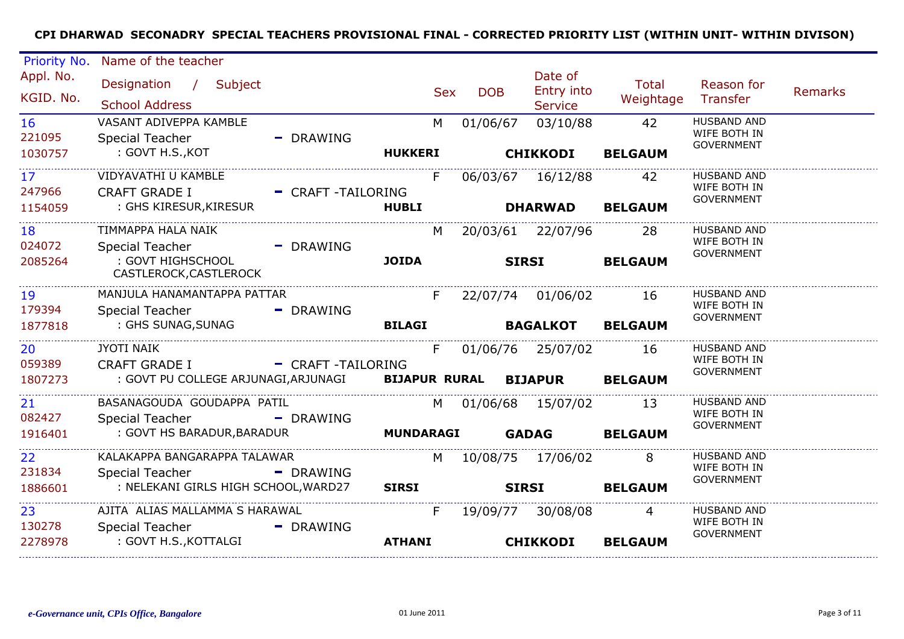**CPI DHARWAD SECONADRY SPECIAL TEACHERS PROVISIONAL FINAL - CORRECTED PRIORITY LIST (WITHIN UNIT- WITHIN DIVISON)**

| Priority No. / Appl. No. / KGID. No. | Name of the teacher / Designation / Subject / School Address | Sex | DOB | Date of Entry into Service | Total Weightage | Reason for Transfer | Remarks |
|---|---|---|---|---|---|---|---|
| 16<br>221095<br>1030757 | VASANT ADIVEPPA KAMBLE<br>Special Teacher - DRAWING<br>: GOVT H.S.,KOT<br>**HUKKERI** **CHIKKODI** **BELGAUM** | M | 01/06/67 | 03/10/88 | 42 | HUSBAND AND WIFE BOTH IN GOVERNMENT | |
| 17<br>247966<br>1154059 | VIDYAVATHI U KAMBLE<br>CRAFT GRADE I - CRAFT -TAILORING<br>: GHS KIRESUR,KIRESUR<br>**HUBLI** **DHARWAD** **BELGAUM** | F | 06/03/67 | 16/12/88 | 42 | HUSBAND AND WIFE BOTH IN GOVERNMENT | |
| 18<br>024072<br>2085264 | TIMMAPPA HALA NAIK<br>Special Teacher - DRAWING<br>: GOVT HIGHSCHOOL CASTLEROCK,CASTLEROCK<br>**JOIDA** **SIRSI** **BELGAUM** | M | 20/03/61 | 22/07/96 | 28 | HUSBAND AND WIFE BOTH IN GOVERNMENT | |
| 19<br>179394<br>1877818 | MANJULA HANAMANTAPPA PATTAR<br>Special Teacher - DRAWING<br>: GHS SUNAG,SUNAG<br>**BILAGI** **BAGALKOT** **BELGAUM** | F | 22/07/74 | 01/06/02 | 16 | HUSBAND AND WIFE BOTH IN GOVERNMENT | |
| 20<br>059389<br>1807273 | JYOTI NAIK<br>CRAFT GRADE I - CRAFT -TAILORING<br>: GOVT PU COLLEGE ARJUNAGI,ARJUNAGI<br>**BIJAPUR RURAL** **BIJAPUR** **BELGAUM** | F | 01/06/76 | 25/07/02 | 16 | HUSBAND AND WIFE BOTH IN GOVERNMENT | |
| 21<br>082427<br>1916401 | BASANAGOUDA GOUDAPPA PATIL<br>Special Teacher - DRAWING<br>: GOVT HS BARADUR,BARADUR<br>**MUNDARAGI** **GADAG** **BELGAUM** | M | 01/06/68 | 15/07/02 | 13 | HUSBAND AND WIFE BOTH IN GOVERNMENT | |
| 22<br>231834<br>1886601 | KALAKAPPA BANGARAPPA TALAWAR<br>Special Teacher - DRAWING<br>: NELEKANI GIRLS HIGH SCHOOL,WARD27<br>**SIRSI** **SIRSI** **BELGAUM** | M | 10/08/75 | 17/06/02 | 8 | HUSBAND AND WIFE BOTH IN GOVERNMENT | |
| 23<br>130278<br>2278978 | AJITA ALIAS MALLAMMA S HARAWAL<br>Special Teacher - DRAWING<br>: GOVT H.S.,KOTTALGI<br>**ATHANI** **CHIKKODI** **BELGAUM** | F | 19/09/77 | 30/08/08 | 4 | HUSBAND AND WIFE BOTH IN GOVERNMENT | |

*e-Governance unit, CPIs Office, Bangalore* 01 June 2011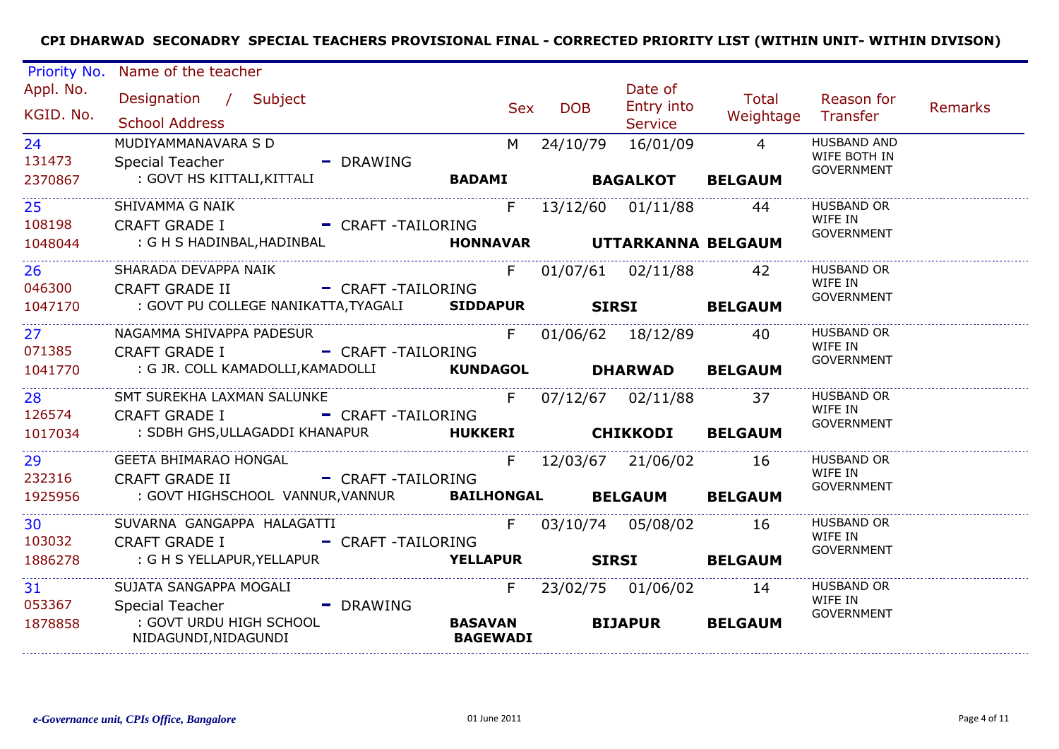**CPI DHARWAD SECONADRY SPECIAL TEACHERS PROVISIONAL FINAL - CORRECTED PRIORITY LIST (WITHIN UNIT- WITHIN DIVISON)**

| Priority No. / Appl. No. / KGID. No. | Name of the teacher / Designation / Subject / School Address | Sex | DOB | Date of Entry into Service | Total Weightage | Reason for Transfer | Remarks |
|---|---|---|---|---|---|---|---|
| 24 / 131473 / 2370867 | MUDIYAMMANAVARA S D / Special Teacher - DRAWING / : GOVT HS KITTALI,KITTALI / **BADAMI** **BAGALKOT** **BELGAUM** | M | 24/10/79 | 16/01/09 | 4 | HUSBAND AND WIFE BOTH IN GOVERNMENT | |
| 25 / 108198 / 1048044 | SHIVAMMA G NAIK / CRAFT GRADE I - CRAFT -TAILORING / : G H S HADINBAL,HADINBAL / **HONNAVAR** **UTTARKANNA** **BELGAUM** | F | 13/12/60 | 01/11/88 | 44 | HUSBAND OR WIFE IN GOVERNMENT | |
| 26 / 046300 / 1047170 | SHARADA DEVAPPA NAIK / CRAFT GRADE II - CRAFT -TAILORING / : GOVT PU COLLEGE NANIKATTA,TYAGALI / **SIDDAPUR** **SIRSI** **BELGAUM** | F | 01/07/61 | 02/11/88 | 42 | HUSBAND OR WIFE IN GOVERNMENT | |
| 27 / 071385 / 1041770 | NAGAMMA SHIVAPPA PADESUR / CRAFT GRADE I - CRAFT -TAILORING / : G JR. COLL KAMADOLLI,KAMADOLLI / **KUNDAGOL** **DHARWAD** **BELGAUM** | F | 01/06/62 | 18/12/89 | 40 | HUSBAND OR WIFE IN GOVERNMENT | |
| 28 / 126574 / 1017034 | SMT SUREKHA LAXMAN SALUNKE / CRAFT GRADE I - CRAFT -TAILORING / : SDBH GHS,ULLAGADDI KHANAPUR / **HUKKERI** **CHIKKODI** **BELGAUM** | F | 07/12/67 | 02/11/88 | 37 | HUSBAND OR WIFE IN GOVERNMENT | |
| 29 / 232316 / 1925956 | GEETA BHIMARAO HONGAL / CRAFT GRADE II - CRAFT -TAILORING / : GOVT HIGHSCHOOL VANNUR,VANNUR / **BAILHONGAL** **BELGAUM** **BELGAUM** | F | 12/03/67 | 21/06/02 | 16 | HUSBAND OR WIFE IN GOVERNMENT | |
| 30 / 103032 / 1886278 | SUVARNA GANGAPPA HALAGATTI / CRAFT GRADE I - CRAFT -TAILORING / : G H S YELLAPUR,YELLAPUR / **YELLAPUR** **SIRSI** **BELGAUM** | F | 03/10/74 | 05/08/02 | 16 | HUSBAND OR WIFE IN GOVERNMENT | |
| 31 / 053367 / 1878858 | SUJATA SANGAPPA MOGALI / Special Teacher - DRAWING / : GOVT URDU HIGH SCHOOL NIDAGUNDI,NIDAGUNDI / **BASAVAN BAGEWADI** **BIJAPUR** **BELGAUM** | F | 23/02/75 | 01/06/02 | 14 | HUSBAND OR WIFE IN GOVERNMENT | |

*e-Governance unit, CPIs Office, Bangalore* 01 June 2011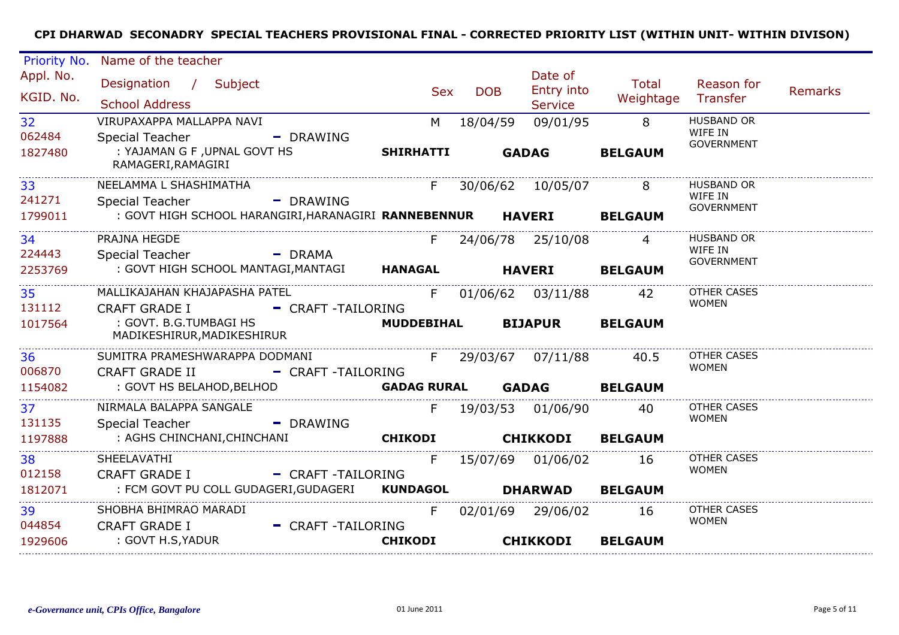## CPI DHARWAD SECONADRY SPECIAL TEACHERS PROVISIONAL FINAL - CORRECTED PRIORITY LIST (WITHIN UNIT- WITHIN DIVISON)

| Priority No. / Appl. No. / KGID. No. | Name of the teacher / Designation / Subject / School Address | Sex | DOB | Date of Entry into Service | Total Weightage | Reason for Transfer | Remarks |
|---|---|---|---|---|---|---|---|
| 32 / 062484 / 1827480 | VIRUPAXAPPA MALLAPPA NAVI / Special Teacher - DRAWING / : YAJAMAN G F ,UPNAL GOVT HS RAMAGERI,RAMAGIRI — SHIRHATTI, GADAG, BELGAUM | M | 18/04/59 | 09/01/95 | 8 | HUSBAND OR WIFE IN GOVERNMENT | |
| 33 / 241271 / 1799011 | NEELAMMA L SHASHIMATHA / Special Teacher - DRAWING / : GOVT HIGH SCHOOL HARANGIRI,HARANAGIRI — RANNEBENNUR, HAVERI, BELGAUM | F | 30/06/62 | 10/05/07 | 8 | HUSBAND OR WIFE IN GOVERNMENT | |
| 34 / 224443 / 2253769 | PRAJNA HEGDE / Special Teacher - DRAMA / : GOVT HIGH SCHOOL MANTAGI,MANTAGI — HANAGAL, HAVERI, BELGAUM | F | 24/06/78 | 25/10/08 | 4 | HUSBAND OR WIFE IN GOVERNMENT | |
| 35 / 131112 / 1017564 | MALLIKAJAHAN KHAJAPASHA PATEL / CRAFT GRADE I - CRAFT -TAILORING / : GOVT. B.G.TUMBAGI HS MADIKESHIRUR,MADIKESHIRUR — MUDDEBIHAL, BIJAPUR, BELGAUM | F | 01/06/62 | 03/11/88 | 42 | OTHER CASES WOMEN | |
| 36 / 006870 / 1154082 | SUMITRA PRAMESHWARAPPA DODMANI / CRAFT GRADE II - CRAFT -TAILORING / : GOVT HS BELAHOD,BELHOD — GADAG RURAL, GADAG, BELGAUM | F | 29/03/67 | 07/11/88 | 40.5 | OTHER CASES WOMEN | |
| 37 / 131135 / 1197888 | NIRMALA BALAPPA SANGALE / Special Teacher - DRAWING / : AGHS CHINCHANI,CHINCHANI — CHIKODI, CHIKKODI, BELGAUM | F | 19/03/53 | 01/06/90 | 40 | OTHER CASES WOMEN | |
| 38 / 012158 / 1812071 | SHEELAVATHI / CRAFT GRADE I - CRAFT -TAILORING / : FCM GOVT PU COLL GUDAGERI,GUDAGERI — KUNDAGOL, DHARWAD, BELGAUM | F | 15/07/69 | 01/06/02 | 16 | OTHER CASES WOMEN | |
| 39 / 044854 / 1929606 | SHOBHA BHIMRAO MARADI / CRAFT GRADE I - CRAFT -TAILORING / : GOVT H.S,YADUR — CHIKODI, CHIKKODI, BELGAUM | F | 02/01/69 | 29/06/02 | 16 | OTHER CASES WOMEN | |

*e-Governance unit, CPIs Office, Bangalore* — 01 June 2011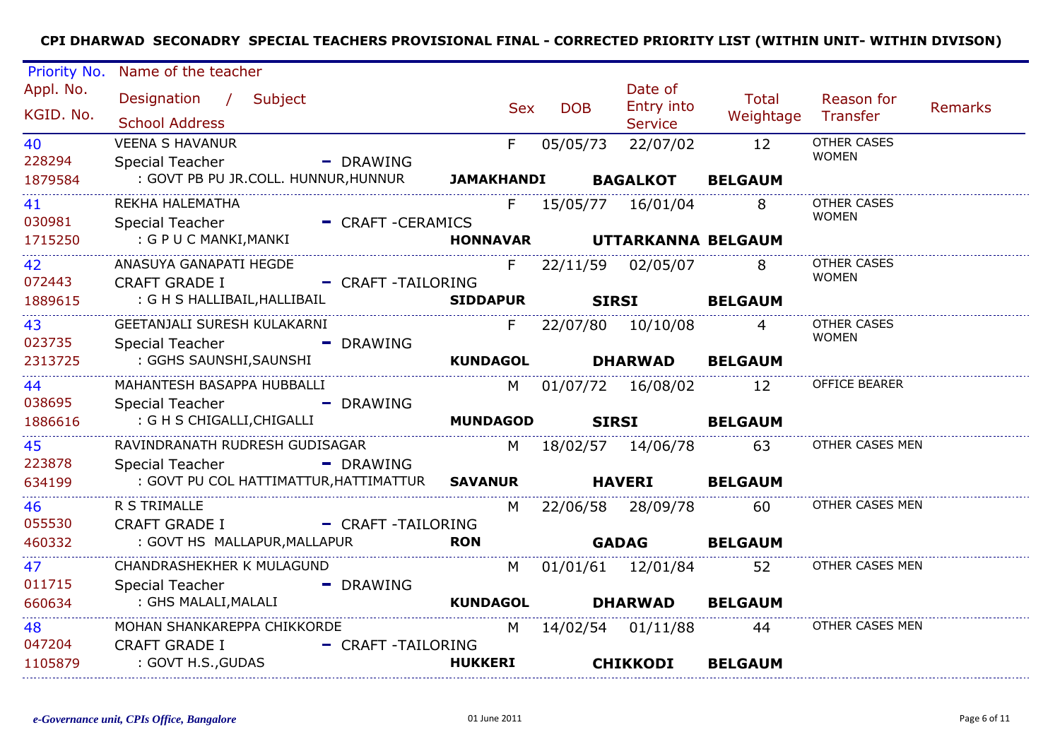**CPI DHARWAD SECONADRY SPECIAL TEACHERS PROVISIONAL FINAL - CORRECTED PRIORITY LIST (WITHIN UNIT- WITHIN DIVISON)**

| Priority No. / Appl. No. / KGID. No. | Name of the teacher / Designation / Subject / School Address | | Sex | DOB | Date of Entry into Service | Total Weightage | Reason for Transfer | Remarks |
|---|---|---|---|---|---|---|---|---|
| 40<br>228294<br>1879584 | VEENA S HAVANUR<br>Special Teacher - DRAWING<br>: GOVT PB PU JR.COLL. HUNNUR,HUNNUR | **JAMAKHANDI** | F | 05/05/73 | 22/07/02<br>**BAGALKOT** | 12<br>**BELGAUM** | OTHER CASES WOMEN | |
| 41<br>030981<br>1715250 | REKHA HALEMATHA<br>Special Teacher - CRAFT -CERAMICS<br>: G P U C MANKI,MANKI | **HONNAVAR** | F | 15/05/77 | 16/01/04<br>**UTTARKANNA** | 8<br>**BELGAUM** | OTHER CASES WOMEN | |
| 42<br>072443<br>1889615 | ANASUYA GANAPATI HEGDE<br>CRAFT GRADE I - CRAFT -TAILORING<br>: G H S HALLIBAIL,HALLIBAIL | **SIDDAPUR** | F | 22/11/59 | 02/05/07<br>**SIRSI** | 8<br>**BELGAUM** | OTHER CASES WOMEN | |
| 43<br>023735<br>2313725 | GEETANJALI SURESH KULAKARNI<br>Special Teacher - DRAWING<br>: GGHS SAUNSHI,SAUNSHI | **KUNDAGOL** | F | 22/07/80 | 10/10/08<br>**DHARWAD** | 4<br>**BELGAUM** | OTHER CASES WOMEN | |
| 44<br>038695<br>1886616 | MAHANTESH BASAPPA HUBBALLI<br>Special Teacher - DRAWING<br>: G H S CHIGALLI,CHIGALLI | **MUNDAGOD** | M | 01/07/72 | 16/08/02<br>**SIRSI** | 12<br>**BELGAUM** | OFFICE BEARER | |
| 45<br>223878<br>634199 | RAVINDRANATH RUDRESH GUDISAGAR<br>Special Teacher - DRAWING<br>: GOVT PU COL HATTIMATTUR,HATTIMATTUR | **SAVANUR** | M | 18/02/57 | 14/06/78<br>**HAVERI** | 63<br>**BELGAUM** | OTHER CASES MEN | |
| 46<br>055530<br>460332 | R S TRIMALLE<br>CRAFT GRADE I - CRAFT -TAILORING<br>: GOVT HS MALLAPUR,MALLAPUR | **RON** | M | 22/06/58 | 28/09/78<br>**GADAG** | 60<br>**BELGAUM** | OTHER CASES MEN | |
| 47<br>011715<br>660634 | CHANDRASHEKHER K MULAGUND<br>Special Teacher - DRAWING<br>: GHS MALALI,MALALI | **KUNDAGOL** | M | 01/01/61 | 12/01/84<br>**DHARWAD** | 52<br>**BELGAUM** | OTHER CASES MEN | |
| 48<br>047204<br>1105879 | MOHAN SHANKAREPPA CHIKKORDE<br>CRAFT GRADE I - CRAFT -TAILORING<br>: GOVT H.S.,GUDAS | **HUKKERI** | M | 14/02/54 | 01/11/88<br>**CHIKKODI** | 44<br>**BELGAUM** | OTHER CASES MEN | |

*e-Governance unit, CPIs Office, Bangalore* 01 June 2011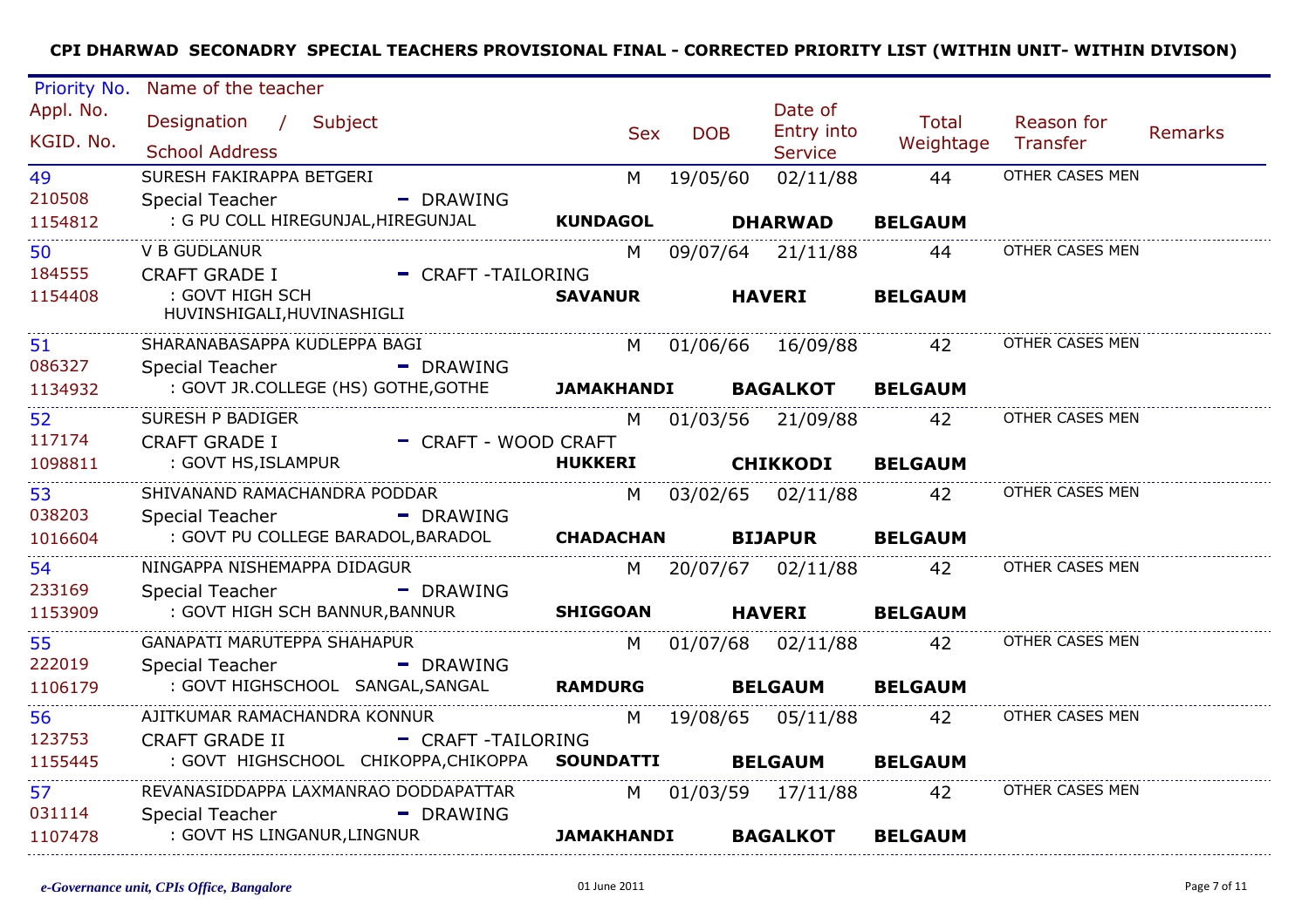**CPI DHARWAD SECONADRY SPECIAL TEACHERS PROVISIONAL FINAL - CORRECTED PRIORITY LIST (WITHIN UNIT- WITHIN DIVISON)**

| Priority No. / Appl. No. / KGID. No. | Name of the teacher / Designation / Subject / School Address | | Sex | DOB | Date of Entry into Service | Total Weightage | Reason for Transfer | Remarks |
|---|---|---|---|---|---|---|---|---|
| 49<br>210508<br>1154812 | SURESH FAKIRAPPA BETGERI<br>Special Teacher - DRAWING<br>: G PU COLL HIREGUNJAL,HIREGUNJAL | **KUNDAGOL** | M | 19/05/60 | 02/11/88<br>**DHARWAD** | 44<br>**BELGAUM** | OTHER CASES MEN | |
| 50<br>184555<br>1154408 | V B GUDLANUR<br>CRAFT GRADE I - CRAFT -TAILORING<br>: GOVT HIGH SCH HUVINSHIGALI,HUVINASHIGLI | **SAVANUR** | M | 09/07/64 | 21/11/88<br>**HAVERI** | 44<br>**BELGAUM** | OTHER CASES MEN | |
| 51<br>086327<br>1134932 | SHARANABASAPPA KUDLEPPA BAGI<br>Special Teacher - DRAWING<br>: GOVT JR.COLLEGE (HS) GOTHE,GOTHE | **JAMAKHANDI** | M | 01/06/66 | 16/09/88<br>**BAGALKOT** | 42<br>**BELGAUM** | OTHER CASES MEN | |
| 52<br>117174<br>1098811 | SURESH P BADIGER<br>CRAFT GRADE I - CRAFT - WOOD CRAFT<br>: GOVT HS,ISLAMPUR | **HUKKERI** | M | 01/03/56 | 21/09/88<br>**CHIKKODI** | 42<br>**BELGAUM** | OTHER CASES MEN | |
| 53<br>038203<br>1016604 | SHIVANAND RAMACHANDRA PODDAR<br>Special Teacher - DRAWING<br>: GOVT PU COLLEGE BARADOL,BARADOL | **CHADACHAN** | M | 03/02/65 | 02/11/88<br>**BIJAPUR** | 42<br>**BELGAUM** | OTHER CASES MEN | |
| 54<br>233169<br>1153909 | NINGAPPA NISHEMAPPA DIDAGUR<br>Special Teacher - DRAWING<br>: GOVT HIGH SCH BANNUR,BANNUR | **SHIGGOAN** | M | 20/07/67 | 02/11/88<br>**HAVERI** | 42<br>**BELGAUM** | OTHER CASES MEN | |
| 55<br>222019<br>1106179 | GANAPATI MARUTEPPA SHAHAPUR<br>Special Teacher - DRAWING<br>: GOVT HIGHSCHOOL SANGAL,SANGAL | **RAMDURG** | M | 01/07/68 | 02/11/88<br>**BELGAUM** | 42<br>**BELGAUM** | OTHER CASES MEN | |
| 56<br>123753<br>1155445 | AJITKUMAR RAMACHANDRA KONNUR<br>CRAFT GRADE II - CRAFT -TAILORING<br>: GOVT HIGHSCHOOL CHIKOPPA,CHIKOPPA | **SOUNDATTI** | M | 19/08/65 | 05/11/88<br>**BELGAUM** | 42<br>**BELGAUM** | OTHER CASES MEN | |
| 57<br>031114<br>1107478 | REVANASIDDAPPA LAXMANRAO DODDAPATTAR<br>Special Teacher - DRAWING<br>: GOVT HS LINGANUR,LINGNUR | **JAMAKHANDI** | M | 01/03/59 | 17/11/88<br>**BAGALKOT** | 42<br>**BELGAUM** | OTHER CASES MEN | |

*e-Governance unit, CPIs Office, Bangalore* 01 June 2011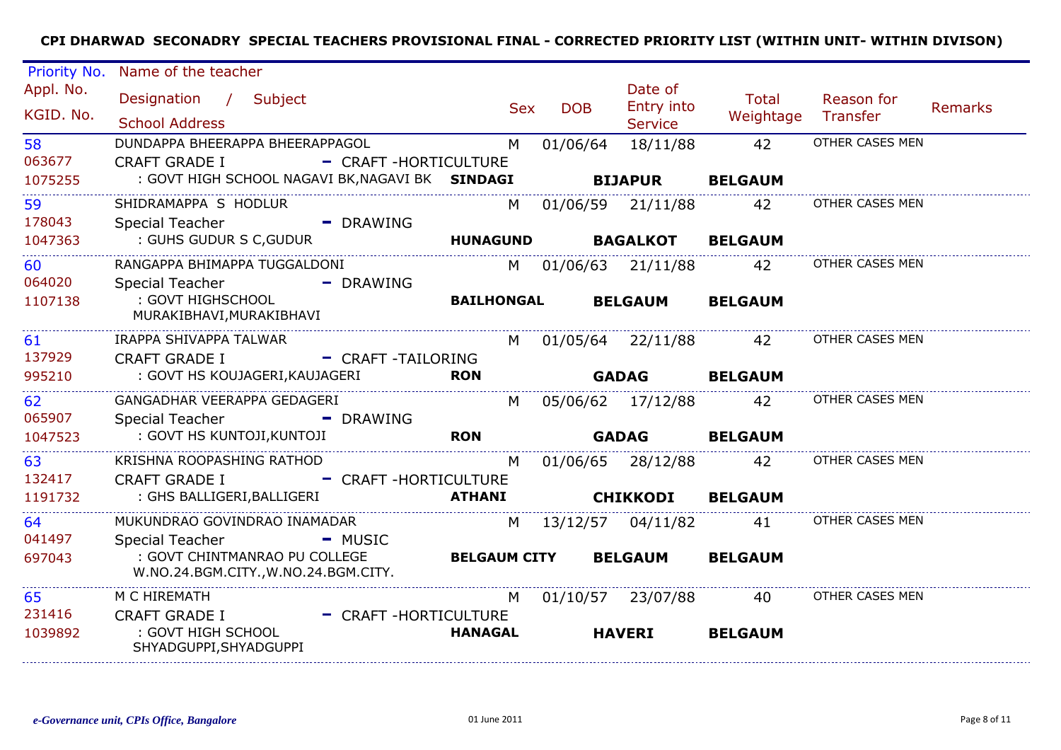**CPI DHARWAD SECONADRY SPECIAL TEACHERS PROVISIONAL FINAL - CORRECTED PRIORITY LIST (WITHIN UNIT- WITHIN DIVISON)**

| Priority No. / Appl. No. / KGID. No. | Name of the teacher / Designation / Subject / School Address | Sex | DOB | Date of Entry into Service | Total Weightage | Reason for Transfer | Remarks |
|---|---|---|---|---|---|---|---|
| 58 / 063677 / 1075255 | DUNDAPPA BHEERAPPA BHEERAPPAGOL / CRAFT GRADE I - CRAFT -HORTICULTURE / : GOVT HIGH SCHOOL NAGAVI BK,NAGAVI BK **SINDAGI** **BIJAPUR** **BELGAUM** | M | 01/06/64 | 18/11/88 | 42 | OTHER CASES MEN | |
| 59 / 178043 / 1047363 | SHIDRAMAPPA S HODLUR / Special Teacher - DRAWING / : GUHS GUDUR S C,GUDUR **HUNAGUND** **BAGALKOT** **BELGAUM** | M | 01/06/59 | 21/11/88 | 42 | OTHER CASES MEN | |
| 60 / 064020 / 1107138 | RANGAPPA BHIMAPPA TUGGALDONI / Special Teacher - DRAWING / : GOVT HIGHSCHOOL MURAKIBHAVI,MURAKIBHAVI **BAILHONGAL** **BELGAUM** **BELGAUM** | M | 01/06/63 | 21/11/88 | 42 | OTHER CASES MEN | |
| 61 / 137929 / 995210 | IRAPPA SHIVAPPA TALWAR / CRAFT GRADE I - CRAFT -TAILORING / : GOVT HS KOUJAGERI,KAUJAGERI **RON** **GADAG** **BELGAUM** | M | 01/05/64 | 22/11/88 | 42 | OTHER CASES MEN | |
| 62 / 065907 / 1047523 | GANGADHAR VEERAPPA GEDAGERI / Special Teacher - DRAWING / : GOVT HS KUNTOJI,KUNTOJI **RON** **GADAG** **BELGAUM** | M | 05/06/62 | 17/12/88 | 42 | OTHER CASES MEN | |
| 63 / 132417 / 1191732 | KRISHNA ROOPASHING RATHOD / CRAFT GRADE I - CRAFT -HORTICULTURE / : GHS BALLIGERI,BALLIGERI **ATHANI** **CHIKKODI** **BELGAUM** | M | 01/06/65 | 28/12/88 | 42 | OTHER CASES MEN | |
| 64 / 041497 / 697043 | MUKUNDRAO GOVINDRAO INAMADAR / Special Teacher - MUSIC / : GOVT CHINTMANRAO PU COLLEGE W.NO.24.BGM.CITY.,W.NO.24.BGM.CITY. **BELGAUM CITY** **BELGAUM** **BELGAUM** | M | 13/12/57 | 04/11/82 | 41 | OTHER CASES MEN | |
| 65 / 231416 / 1039892 | M C HIREMATH / CRAFT GRADE I - CRAFT -HORTICULTURE / : GOVT HIGH SCHOOL SHYADGUPPI,SHYADGUPPI **HANAGAL** **HAVERI** **BELGAUM** | M | 01/10/57 | 23/07/88 | 40 | OTHER CASES MEN | |

*e-Governance unit, CPIs Office, Bangalore* 01 June 2011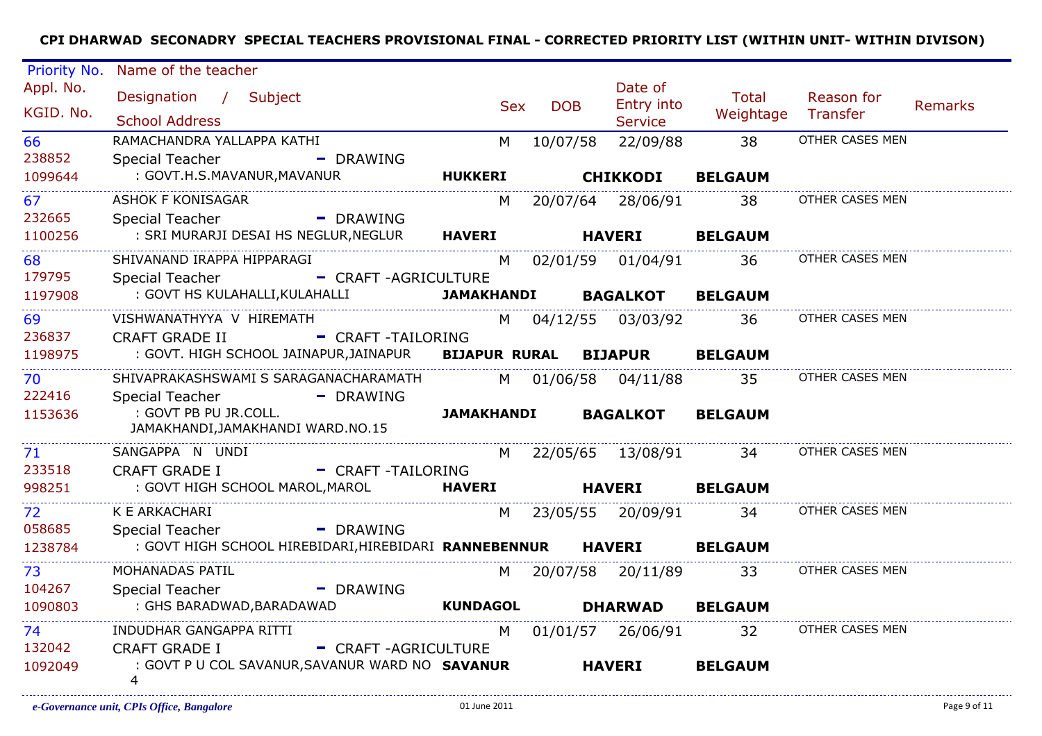**CPI DHARWAD SECONADRY SPECIAL TEACHERS PROVISIONAL FINAL - CORRECTED PRIORITY LIST (WITHIN UNIT- WITHIN DIVISON)**

| Priority No. / Appl. No. / KGID. No. | Name of the teacher / Designation / Subject / School Address | Sex | DOB | Date of Entry into Service | Total Weightage | Reason for Transfer | Remarks |
|---|---|---|---|---|---|---|---|
| 66 / 238852 / 1099644 | RAMACHANDRA YALLAPPA KATHI / Special Teacher - DRAWING / : GOVT.H.S.MAVANUR,MAVANUR / HUKKERI / CHIKKODI / BELGAUM | M | 10/07/58 | 22/09/88 | 38 | OTHER CASES MEN | |
| 67 / 232665 / 1100256 | ASHOK F KONISAGAR / Special Teacher - DRAWING / : SRI MURARJI DESAI HS NEGLUR,NEGLUR / HAVERI / HAVERI / BELGAUM | M | 20/07/64 | 28/06/91 | 38 | OTHER CASES MEN | |
| 68 / 179795 / 1197908 | SHIVANAND IRAPPA HIPPARAGI / Special Teacher - CRAFT -AGRICULTURE / : GOVT HS KULAHALLI,KULAHALLI / JAMAKHANDI / BAGALKOT / BELGAUM | M | 02/01/59 | 01/04/91 | 36 | OTHER CASES MEN | |
| 69 / 236837 / 1198975 | VISHWANATHYYA V HIREMATH / CRAFT GRADE II - CRAFT -TAILORING / : GOVT. HIGH SCHOOL JAINAPUR,JAINAPUR / BIJAPUR RURAL / BIJAPUR / BELGAUM | M | 04/12/55 | 03/03/92 | 36 | OTHER CASES MEN | |
| 70 / 222416 / 1153636 | SHIVAPRAKASHSWAMI S SARAGANACHARAMATH / Special Teacher - DRAWING / : GOVT PB PU JR.COLL. JAMAKHANDI,JAMAKHANDI WARD.NO.15 / JAMAKHANDI / BAGALKOT / BELGAUM | M | 01/06/58 | 04/11/88 | 35 | OTHER CASES MEN | |
| 71 / 233518 / 998251 | SANGAPPA N UNDI / CRAFT GRADE I - CRAFT -TAILORING / : GOVT HIGH SCHOOL MAROL,MAROL / HAVERI / HAVERI / BELGAUM | M | 22/05/65 | 13/08/91 | 34 | OTHER CASES MEN | |
| 72 / 058685 / 1238784 | K E ARKACHARI / Special Teacher - DRAWING / : GOVT HIGH SCHOOL HIREBIDARI,HIREBIDARI / RANNEBENNUR / HAVERI / BELGAUM | M | 23/05/55 | 20/09/91 | 34 | OTHER CASES MEN | |
| 73 / 104267 / 1090803 | MOHANADAS PATIL / Special Teacher - DRAWING / : GHS BARADWAD,BARADAWAD / KUNDAGOL / DHARWAD / BELGAUM | M | 20/07/58 | 20/11/89 | 33 | OTHER CASES MEN | |
| 74 / 132042 / 1092049 | INDUDHAR GANGAPPA RITTI / CRAFT GRADE I - CRAFT -AGRICULTURE / : GOVT P U COL SAVANUR,SAVANUR WARD NO 4 / SAVANUR / HAVERI / BELGAUM | M | 01/01/57 | 26/06/91 | 32 | OTHER CASES MEN | |

*e-Governance unit, CPIs Office, Bangalore* — 01 June 2011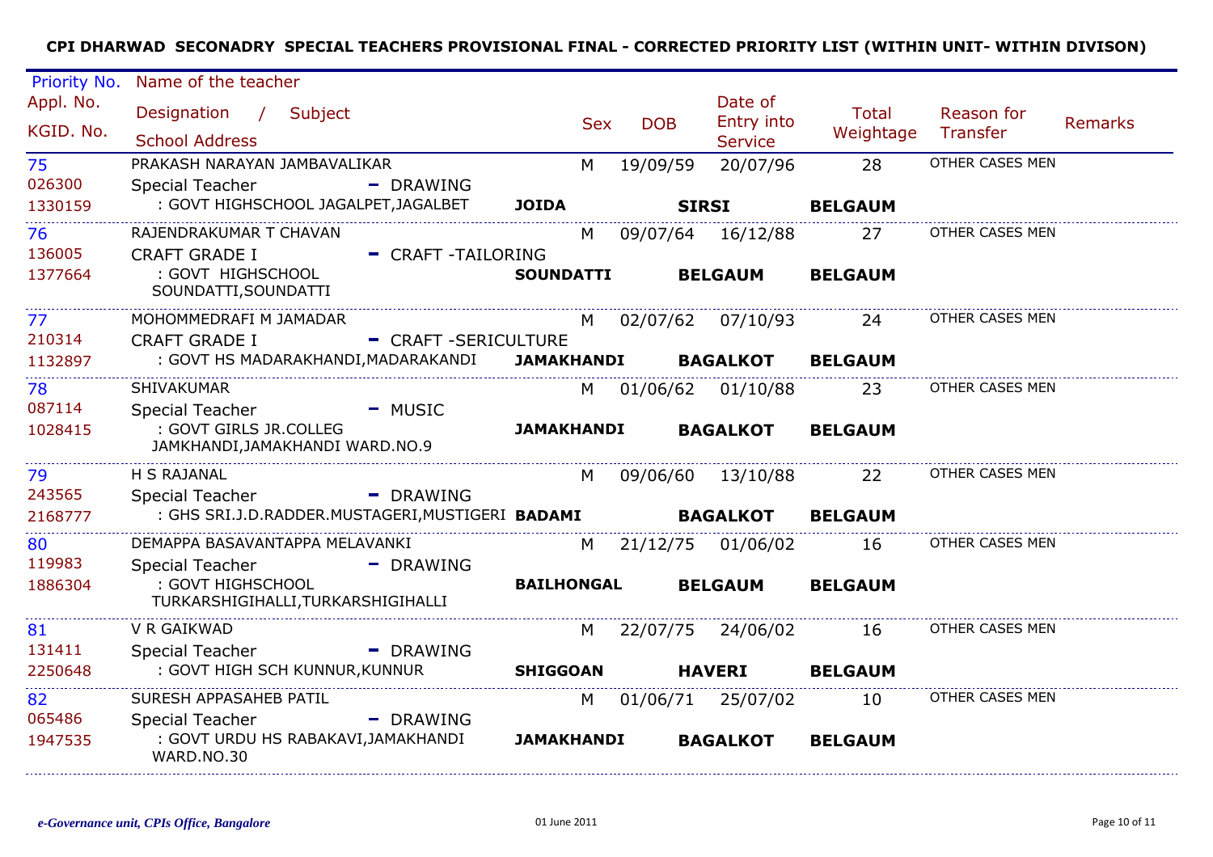**CPI DHARWAD SECONADRY SPECIAL TEACHERS PROVISIONAL FINAL - CORRECTED PRIORITY LIST (WITHIN UNIT- WITHIN DIVISON)**

| Priority No. / Appl. No. / KGID. No. | Name of the teacher / Designation / Subject / School Address | | | Sex | DOB | Date of Entry into Service | Total Weightage | Reason for Transfer | Remarks |
|---|---|---|---|---|---|---|---|---|---|
| 75<br>026300<br>1330159 | PRAKASH NARAYAN JAMBAVALIKAR<br>Special Teacher - DRAWING<br>: GOVT HIGHSCHOOL JAGALPET,JAGALBET | **JOIDA** | **SIRSI** | M | 19/09/59 | 20/07/96 | 28<br>**BELGAUM** | OTHER CASES MEN | |
| 76<br>136005<br>1377664 | RAJENDRAKUMAR T CHAVAN<br>CRAFT GRADE I - CRAFT -TAILORING<br>: GOVT HIGHSCHOOL SOUNDATTI,SOUNDATTI | **SOUNDATTI** | **BELGAUM** | M | 09/07/64 | 16/12/88 | 27<br>**BELGAUM** | OTHER CASES MEN | |
| 77<br>210314<br>1132897 | MOHOMMEDRAFI M JAMADAR<br>CRAFT GRADE I - CRAFT -SERICULTURE<br>: GOVT HS MADARAKHANDI,MADARAKANDI | **JAMAKHANDI** | **BAGALKOT** | M | 02/07/62 | 07/10/93 | 24<br>**BELGAUM** | OTHER CASES MEN | |
| 78<br>087114<br>1028415 | SHIVAKUMAR<br>Special Teacher - MUSIC<br>: GOVT GIRLS JR.COLLEG JAMKHANDI,JAMAKHANDI WARD.NO.9 | **JAMAKHANDI** | **BAGALKOT** | M | 01/06/62 | 01/10/88 | 23<br>**BELGAUM** | OTHER CASES MEN | |
| 79<br>243565<br>2168777 | H S RAJANAL<br>Special Teacher - DRAWING<br>: GHS SRI.J.D.RADDER.MUSTAGERI,MUSTIGERI | **BADAMI** | **BAGALKOT** | M | 09/06/60 | 13/10/88 | 22<br>**BELGAUM** | OTHER CASES MEN | |
| 80<br>119983<br>1886304 | DEMAPPA BASAVANTAPPA MELAVANKI<br>Special Teacher - DRAWING<br>: GOVT HIGHSCHOOL TURKARSHIGIHALLI,TURKARSHIGIHALLI | **BAILHONGAL** | **BELGAUM** | M | 21/12/75 | 01/06/02 | 16<br>**BELGAUM** | OTHER CASES MEN | |
| 81<br>131411<br>2250648 | V R GAIKWAD<br>Special Teacher - DRAWING<br>: GOVT HIGH SCH KUNNUR,KUNNUR | **SHIGGOAN** | **HAVERI** | M | 22/07/75 | 24/06/02 | 16<br>**BELGAUM** | OTHER CASES MEN | |
| 82<br>065486<br>1947535 | SURESH APPASAHEB PATIL<br>Special Teacher - DRAWING<br>: GOVT URDU HS RABAKAVI,JAMAKHANDI WARD.NO.30 | **JAMAKHANDI** | **BAGALKOT** | M | 01/06/71 | 25/07/02 | 10<br>**BELGAUM** | OTHER CASES MEN | |

*e-Governance unit, CPIs Office, Bangalore*

01 June 2011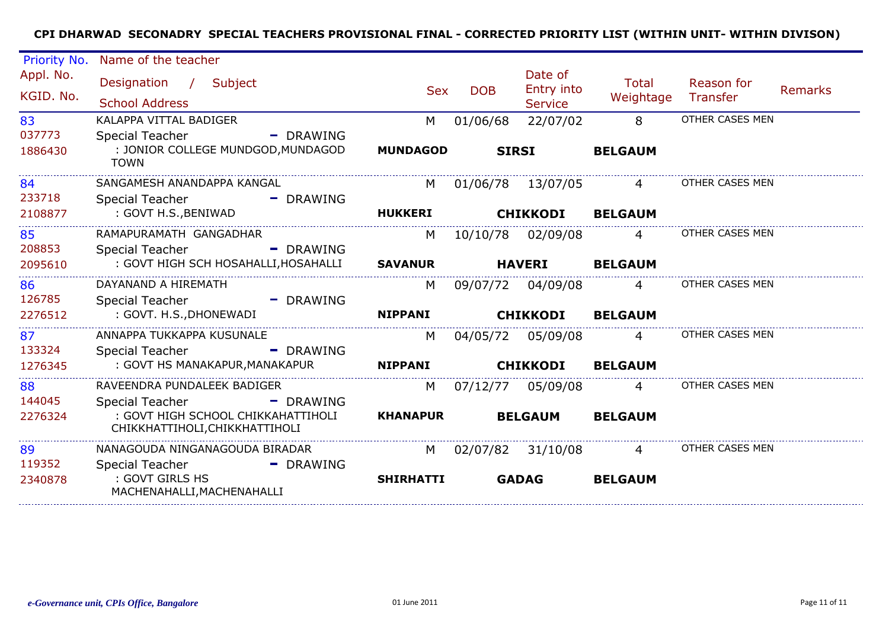**CPI DHARWAD SECONADRY SPECIAL TEACHERS PROVISIONAL FINAL - CORRECTED PRIORITY LIST (WITHIN UNIT- WITHIN DIVISON)**

| Priority No. / Appl. No. / KGID. No. | Name of the teacher / Designation / Subject / School Address | Sex | DOB | Date of Entry into Service | Total Weightage | Reason for Transfer | Remarks |
|---|---|---|---|---|---|---|---|
| 83 / 037773 / 1886430 | KALAPPA VITTAL BADIGER / Special Teacher - DRAWING / : JONIOR COLLEGE MUNDGOD,MUNDAGOD TOWN / **MUNDAGOD** **SIRSI** **BELGAUM** | M | 01/06/68 | 22/07/02 | 8 | OTHER CASES MEN | |
| 84 / 233718 / 2108877 | SANGAMESH ANANDAPPA KANGAL / Special Teacher - DRAWING / : GOVT H.S.,BENIWAD / **HUKKERI** **CHIKKODI** **BELGAUM** | M | 01/06/78 | 13/07/05 | 4 | OTHER CASES MEN | |
| 85 / 208853 / 2095610 | RAMAPURAMATH GANGADHAR / Special Teacher - DRAWING / : GOVT HIGH SCH HOSAHALLI,HOSAHALLI / **SAVANUR** **HAVERI** **BELGAUM** | M | 10/10/78 | 02/09/08 | 4 | OTHER CASES MEN | |
| 86 / 126785 / 2276512 | DAYANAND A HIREMATH / Special Teacher - DRAWING / : GOVT. H.S.,DHONEWADI / **NIPPANI** **CHIKKODI** **BELGAUM** | M | 09/07/72 | 04/09/08 | 4 | OTHER CASES MEN | |
| 87 / 133324 / 1276345 | ANNAPPA TUKKAPPA KUSUNALE / Special Teacher - DRAWING / : GOVT HS MANAKAPUR,MANAKAPUR / **NIPPANI** **CHIKKODI** **BELGAUM** | M | 04/05/72 | 05/09/08 | 4 | OTHER CASES MEN | |
| 88 / 144045 / 2276324 | RAVEENDRA PUNDALEEK BADIGER / Special Teacher - DRAWING / : GOVT HIGH SCHOOL CHIKKAHATTIHOLI CHIKKHATTIHOLI,CHIKKHATTIHOLI / **KHANAPUR** **BELGAUM** **BELGAUM** | M | 07/12/77 | 05/09/08 | 4 | OTHER CASES MEN | |
| 89 / 119352 / 2340878 | NANAGOUDA NINGANAGOUDA BIRADAR / Special Teacher - DRAWING / : GOVT GIRLS HS MACHENAHALLI,MACHENAHALLI / **SHIRHATTI** **GADAG** **BELGAUM** | M | 02/07/82 | 31/10/08 | 4 | OTHER CASES MEN | |

*e-Governance unit, CPIs Office, Bangalore* 01 June 2011